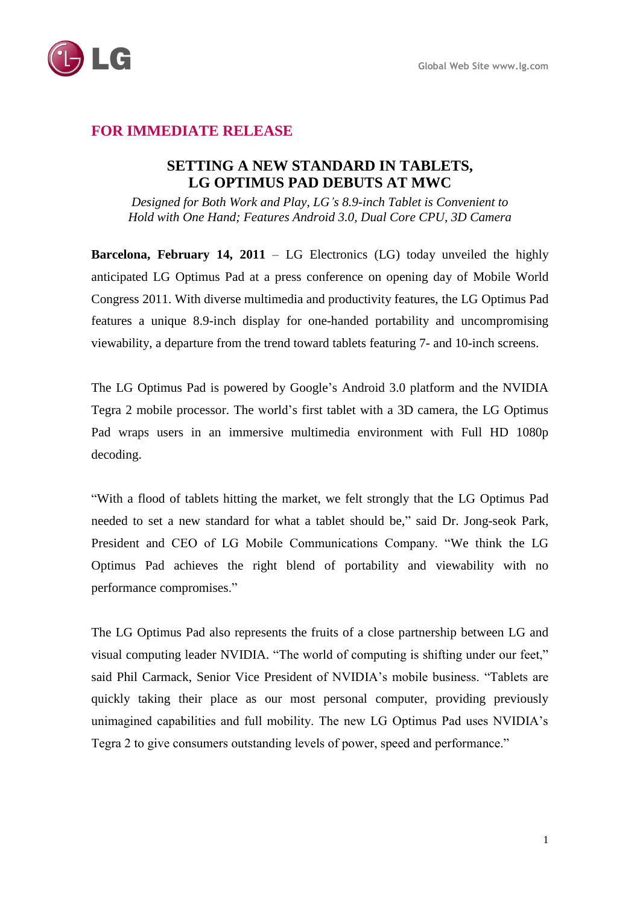**FOR IMMEDIATE RELEASE**

# SETTING A NEW STANDARD IN TABLETS, LG OPTIMUS PAD DEBUTS AT MWC

*Designed for Both Work and Play, LG's 8.9-inch Tablet is Convenient to Hold with One Hand; Features Android 3.0, Dual Core CPU, 3D Camera*

**Barcelona, February 14, 2011** – LG Electronics (LG) today unveiled the highly anticipated LG Optimus Pad at a press conference on opening day of Mobile World Congress 2011. With diverse multimedia and productivity features, the LG Optimus Pad features a unique 8.9-inch display for one-handed portability and uncompromising viewability, a departure from the trend toward tablets featuring 7- and 10-inch screens.

The LG Optimus Pad is powered by Google's Android 3.0 platform and the NVIDIA Tegra 2 mobile processor. The world's first tablet with a 3D camera, the LG Optimus Pad wraps users in an immersive multimedia environment with Full HD 1080p decoding.

"With a flood of tablets hitting the market, we felt strongly that the LG Optimus Pad needed to set a new standard for what a tablet should be," said Dr. Jong-seok Park, President and CEO of LG Mobile Communications Company. "We think the LG Optimus Pad achieves the right blend of portability and viewability with no performance compromises."

The LG Optimus Pad also represents the fruits of a close partnership between LG and visual computing leader NVIDIA. "The world of computing is shifting under our feet," said Phil Carmack, Senior Vice President of NVIDIA's mobile business. "Tablets are quickly taking their place as our most personal computer, providing previously unimagined capabilities and full mobility. The new LG Optimus Pad uses NVIDIA's Tegra 2 to give consumers outstanding levels of power, speed and performance."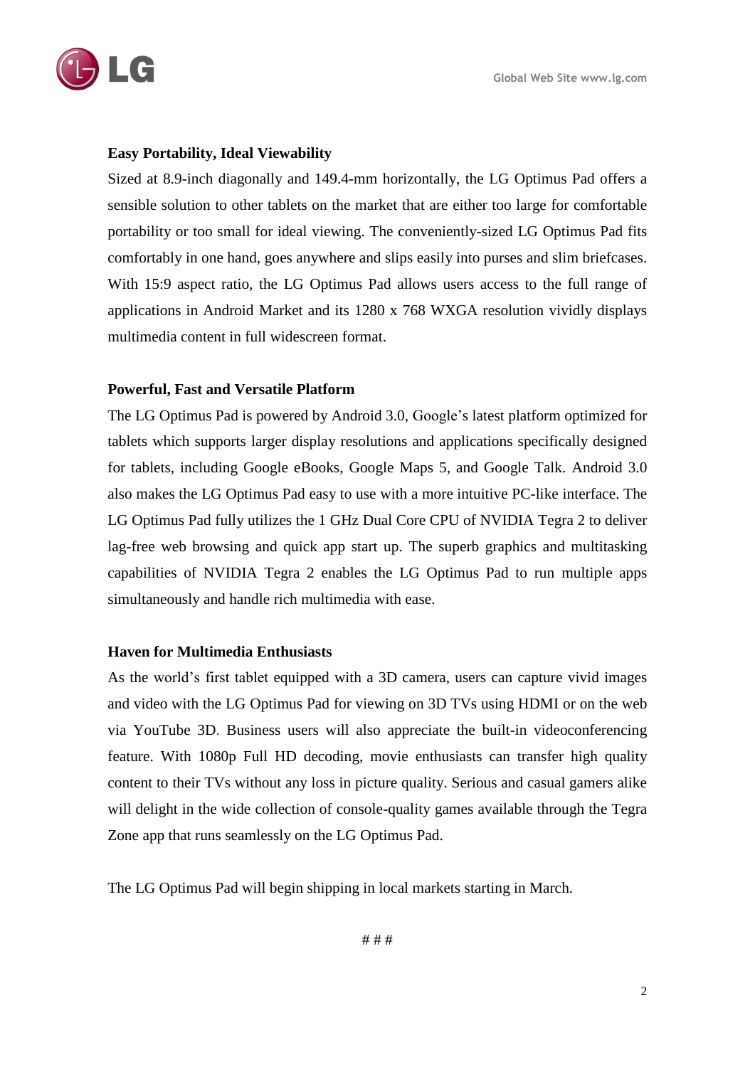**Easy Portability, Ideal Viewability**

Sized at 8.9-inch diagonally and 149.4-mm horizontally, the LG Optimus Pad offers a sensible solution to other tablets on the market that are either too large for comfortable portability or too small for ideal viewing. The conveniently-sized LG Optimus Pad fits comfortably in one hand, goes anywhere and slips easily into purses and slim briefcases. With 15:9 aspect ratio, the LG Optimus Pad allows users access to the full range of applications in Android Market and its 1280 x 768 WXGA resolution vividly displays multimedia content in full widescreen format.

**Powerful, Fast and Versatile Platform**

The LG Optimus Pad is powered by Android 3.0, Google's latest platform optimized for tablets which supports larger display resolutions and applications specifically designed for tablets, including Google eBooks, Google Maps 5, and Google Talk. Android 3.0 also makes the LG Optimus Pad easy to use with a more intuitive PC-like interface. The LG Optimus Pad fully utilizes the 1 GHz Dual Core CPU of NVIDIA Tegra 2 to deliver lag-free web browsing and quick app start up. The superb graphics and multitasking capabilities of NVIDIA Tegra 2 enables the LG Optimus Pad to run multiple apps simultaneously and handle rich multimedia with ease.

**Haven for Multimedia Enthusiasts**

As the world's first tablet equipped with a 3D camera, users can capture vivid images and video with the LG Optimus Pad for viewing on 3D TVs using HDMI or on the web via YouTube 3D. Business users will also appreciate the built-in videoconferencing feature. With 1080p Full HD decoding, movie enthusiasts can transfer high quality content to their TVs without any loss in picture quality. Serious and casual gamers alike will delight in the wide collection of console-quality games available through the Tegra Zone app that runs seamlessly on the LG Optimus Pad.

The LG Optimus Pad will begin shipping in local markets starting in March.

# # #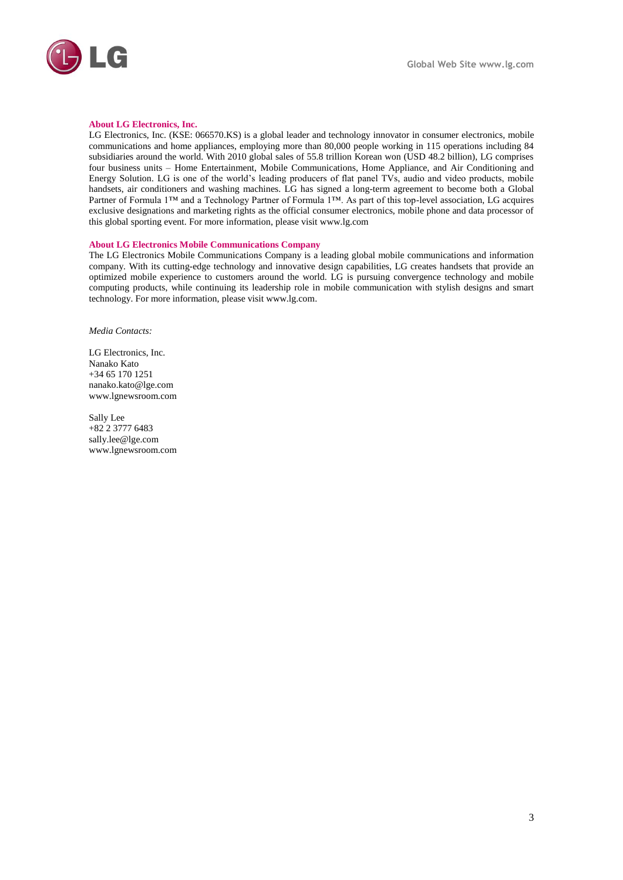### About LG Electronics, Inc.

LG Electronics, Inc. (KSE: 066570.KS) is a global leader and technology innovator in consumer electronics, mobile communications and home appliances, employing more than 80,000 people working in 115 operations including 84 subsidiaries around the world. With 2010 global sales of 55.8 trillion Korean won (USD 48.2 billion), LG comprises four business units – Home Entertainment, Mobile Communications, Home Appliance, and Air Conditioning and Energy Solution. LG is one of the world's leading producers of flat panel TVs, audio and video products, mobile handsets, air conditioners and washing machines. LG has signed a long-term agreement to become both a Global Partner of Formula 1™ and a Technology Partner of Formula 1™. As part of this top-level association, LG acquires exclusive designations and marketing rights as the official consumer electronics, mobile phone and data processor of this global sporting event. For more information, please visit www.lg.com

### About LG Electronics Mobile Communications Company

The LG Electronics Mobile Communications Company is a leading global mobile communications and information company. With its cutting-edge technology and innovative design capabilities, LG creates handsets that provide an optimized mobile experience to customers around the world. LG is pursuing convergence technology and mobile computing products, while continuing its leadership role in mobile communication with stylish designs and smart technology. For more information, please visit www.lg.com.

*Media Contacts:*

LG Electronics, Inc.
Nanako Kato
+34 65 170 1251
nanako.kato@lge.com
www.lgnewsroom.com

Sally Lee
+82 2 3777 6483
sally.lee@lge.com
www.lgnewsroom.com